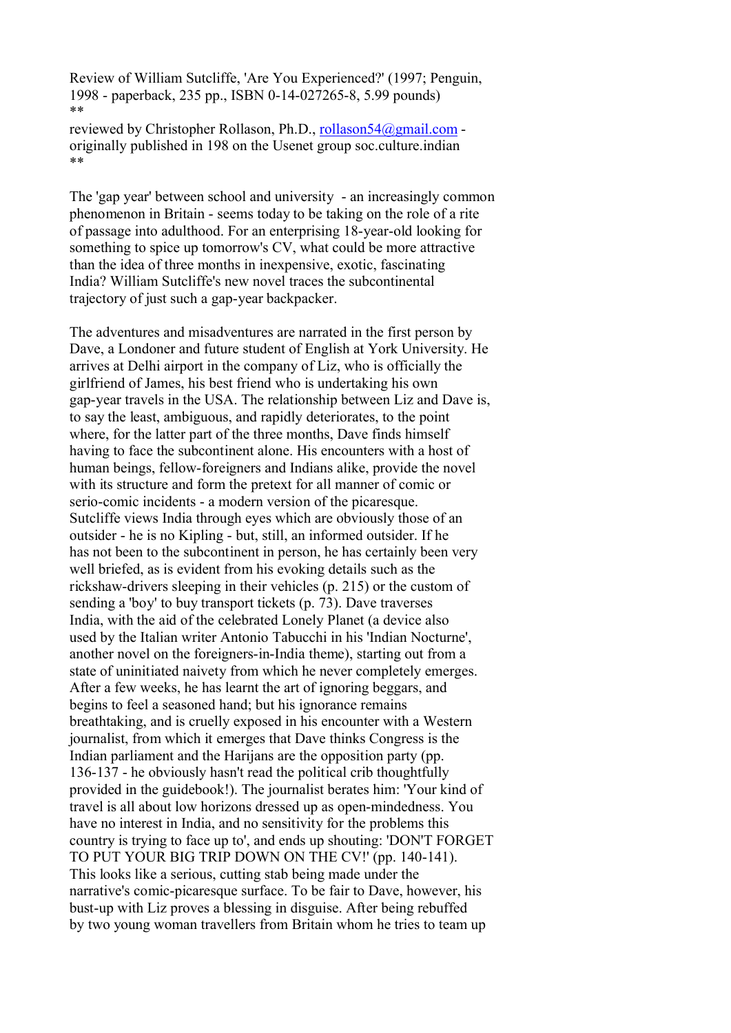Review of William Sutcliffe, 'Are You Experienced?' (1997; Penguin, 1998 - paperback, 235 pp., ISBN 0-14-027265-8, 5.99 pounds)
**

reviewed by Christopher Rollason, Ph.D., rollason54@gmail.com - originally published in 198 on the Usenet group soc.culture.indian
**

The 'gap year' between school and university - an increasingly common phenomenon in Britain - seems today to be taking on the role of a rite of passage into adulthood. For an enterprising 18-year-old looking for something to spice up tomorrow's CV, what could be more attractive than the idea of three months in inexpensive, exotic, fascinating India? William Sutcliffe's new novel traces the subcontinental trajectory of just such a gap-year backpacker.

The adventures and misadventures are narrated in the first person by Dave, a Londoner and future student of English at York University. He arrives at Delhi airport in the company of Liz, who is officially the girlfriend of James, his best friend who is undertaking his own gap-year travels in the USA. The relationship between Liz and Dave is, to say the least, ambiguous, and rapidly deteriorates, to the point where, for the latter part of the three months, Dave finds himself having to face the subcontinent alone. His encounters with a host of human beings, fellow-foreigners and Indians alike, provide the novel with its structure and form the pretext for all manner of comic or serio-comic incidents - a modern version of the picaresque.
Sutcliffe views India through eyes which are obviously those of an outsider - he is no Kipling - but, still, an informed outsider. If he has not been to the subcontinent in person, he has certainly been very well briefed, as is evident from his evoking details such as the rickshaw-drivers sleeping in their vehicles (p. 215) or the custom of sending a 'boy' to buy transport tickets (p. 73). Dave traverses India, with the aid of the celebrated Lonely Planet (a device also used by the Italian writer Antonio Tabucchi in his 'Indian Nocturne', another novel on the foreigners-in-India theme), starting out from a state of uninitiated naivety from which he never completely emerges. After a few weeks, he has learnt the art of ignoring beggars, and begins to feel a seasoned hand; but his ignorance remains breathtaking, and is cruelly exposed in his encounter with a Western journalist, from which it emerges that Dave thinks Congress is the Indian parliament and the Harijans are the opposition party (pp. 136-137 - he obviously hasn't read the political crib thoughtfully provided in the guidebook!). The journalist berates him: 'Your kind of travel is all about low horizons dressed up as open-mindedness. You have no interest in India, and no sensitivity for the problems this country is trying to face up to', and ends up shouting: 'DON'T FORGET TO PUT YOUR BIG TRIP DOWN ON THE CV!' (pp. 140-141).
This looks like a serious, cutting stab being made under the narrative's comic-picaresque surface. To be fair to Dave, however, his bust-up with Liz proves a blessing in disguise. After being rebuffed by two young woman travellers from Britain whom he tries to team up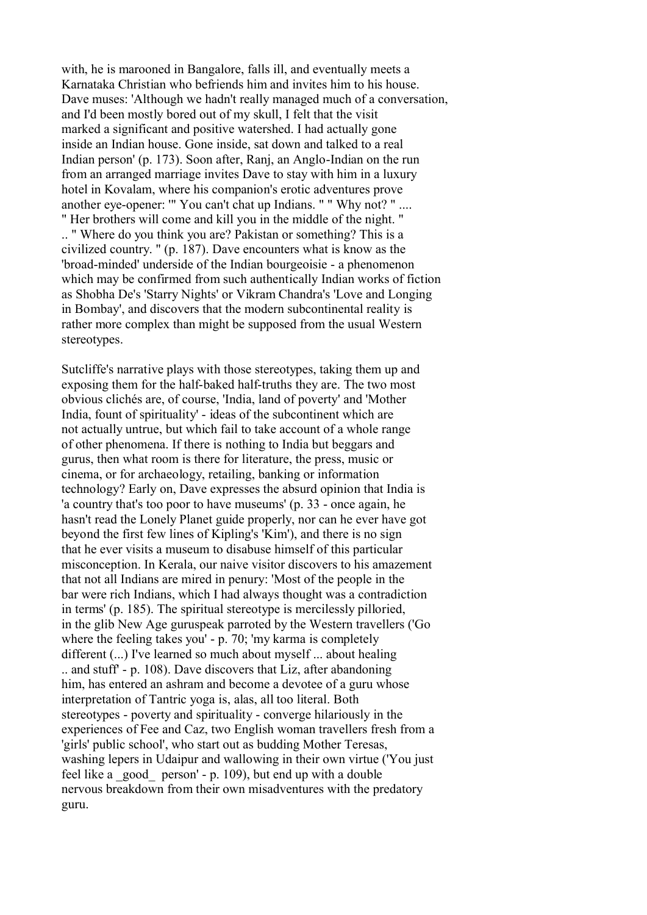with, he is marooned in Bangalore, falls ill, and eventually meets a Karnataka Christian who befriends him and invites him to his house. Dave muses: 'Although we hadn't really managed much of a conversation, and I'd been mostly bored out of my skull, I felt that the visit marked a significant and positive watershed. I had actually gone inside an Indian house. Gone inside, sat down and talked to a real Indian person' (p. 173). Soon after, Ranj, an Anglo-Indian on the run from an arranged marriage invites Dave to stay with him in a luxury hotel in Kovalam, where his companion's erotic adventures prove another eye-opener: '" You can't chat up Indians. " " Why not? " .... " Her brothers will come and kill you in the middle of the night. " .. " Where do you think you are? Pakistan or something? This is a civilized country. " (p. 187). Dave encounters what is know as the 'broad-minded' underside of the Indian bourgeoisie - a phenomenon which may be confirmed from such authentically Indian works of fiction as Shobha De's 'Starry Nights' or Vikram Chandra's 'Love and Longing in Bombay', and discovers that the modern subcontinental reality is rather more complex than might be supposed from the usual Western stereotypes.

Sutcliffe's narrative plays with those stereotypes, taking them up and exposing them for the half-baked half-truths they are. The two most obvious clichés are, of course, 'India, land of poverty' and 'Mother India, fount of spirituality' - ideas of the subcontinent which are not actually untrue, but which fail to take account of a whole range of other phenomena. If there is nothing to India but beggars and gurus, then what room is there for literature, the press, music or cinema, or for archaeology, retailing, banking or information technology? Early on, Dave expresses the absurd opinion that India is 'a country that's too poor to have museums' (p. 33 - once again, he hasn't read the Lonely Planet guide properly, nor can he ever have got beyond the first few lines of Kipling's 'Kim'), and there is no sign that he ever visits a museum to disabuse himself of this particular misconception. In Kerala, our naive visitor discovers to his amazement that not all Indians are mired in penury: 'Most of the people in the bar were rich Indians, which I had always thought was a contradiction in terms' (p. 185). The spiritual stereotype is mercilessly pilloried, in the glib New Age guruspeak parroted by the Western travellers ('Go where the feeling takes you' - p. 70; 'my karma is completely different (...) I've learned so much about myself ... about healing .. and stuff' - p. 108). Dave discovers that Liz, after abandoning him, has entered an ashram and become a devotee of a guru whose interpretation of Tantric yoga is, alas, all too literal. Both stereotypes - poverty and spirituality - converge hilariously in the experiences of Fee and Caz, two English woman travellers fresh from a 'girls' public school', who start out as budding Mother Teresas, washing lepers in Udaipur and wallowing in their own virtue ('You just feel like a _good_ person' - p. 109), but end up with a double nervous breakdown from their own misadventures with the predatory guru.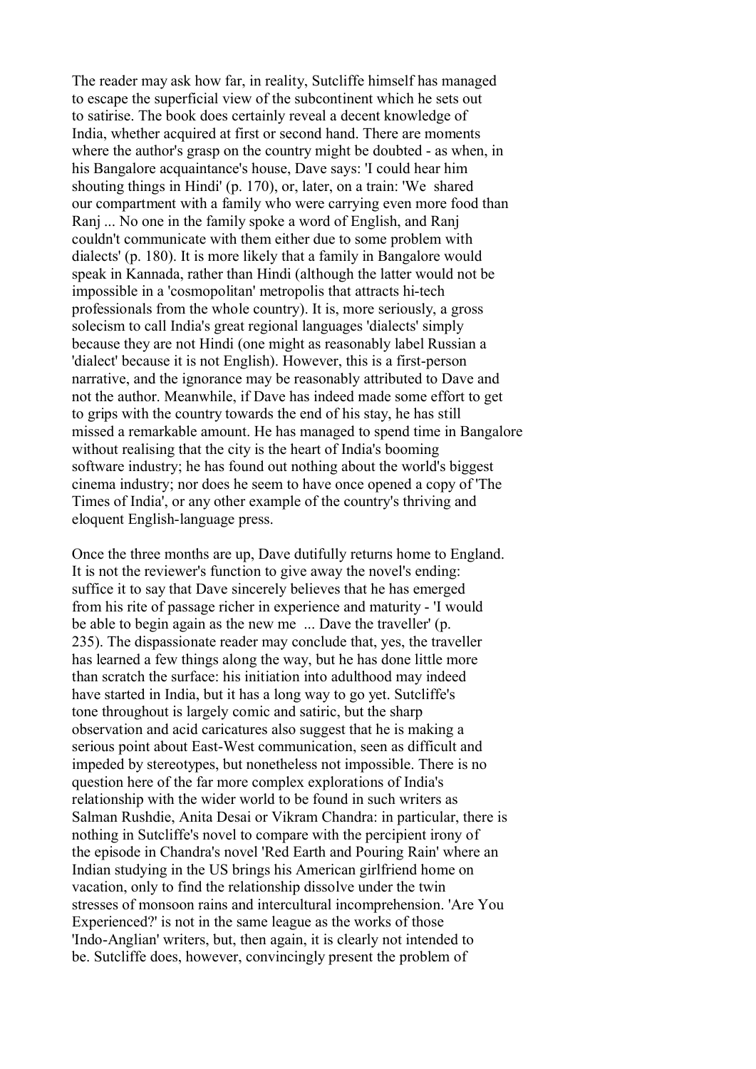The reader may ask how far, in reality, Sutcliffe himself has managed to escape the superficial view of the subcontinent which he sets out to satirise. The book does certainly reveal a decent knowledge of India, whether acquired at first or second hand. There are moments where the author's grasp on the country might be doubted - as when, in his Bangalore acquaintance's house, Dave says: 'I could hear him shouting things in Hindi' (p. 170), or, later, on a train: 'We shared our compartment with a family who were carrying even more food than Ranj ... No one in the family spoke a word of English, and Ranj couldn't communicate with them either due to some problem with dialects' (p. 180). It is more likely that a family in Bangalore would speak in Kannada, rather than Hindi (although the latter would not be impossible in a 'cosmopolitan' metropolis that attracts hi-tech professionals from the whole country). It is, more seriously, a gross solecism to call India's great regional languages 'dialects' simply because they are not Hindi (one might as reasonably label Russian a 'dialect' because it is not English). However, this is a first-person narrative, and the ignorance may be reasonably attributed to Dave and not the author. Meanwhile, if Dave has indeed made some effort to get to grips with the country towards the end of his stay, he has still missed a remarkable amount. He has managed to spend time in Bangalore without realising that the city is the heart of India's booming software industry; he has found out nothing about the world's biggest cinema industry; nor does he seem to have once opened a copy of 'The Times of India', or any other example of the country's thriving and eloquent English-language press.

Once the three months are up, Dave dutifully returns home to England. It is not the reviewer's function to give away the novel's ending: suffice it to say that Dave sincerely believes that he has emerged from his rite of passage richer in experience and maturity - 'I would be able to begin again as the new me ... Dave the traveller' (p. 235). The dispassionate reader may conclude that, yes, the traveller has learned a few things along the way, but he has done little more than scratch the surface: his initiation into adulthood may indeed have started in India, but it has a long way to go yet. Sutcliffe's tone throughout is largely comic and satiric, but the sharp observation and acid caricatures also suggest that he is making a serious point about East-West communication, seen as difficult and impeded by stereotypes, but nonetheless not impossible. There is no question here of the far more complex explorations of India's relationship with the wider world to be found in such writers as Salman Rushdie, Anita Desai or Vikram Chandra: in particular, there is nothing in Sutcliffe's novel to compare with the percipient irony of the episode in Chandra's novel 'Red Earth and Pouring Rain' where an Indian studying in the US brings his American girlfriend home on vacation, only to find the relationship dissolve under the twin stresses of monsoon rains and intercultural incomprehension. 'Are You Experienced?' is not in the same league as the works of those 'Indo-Anglian' writers, but, then again, it is clearly not intended to be. Sutcliffe does, however, convincingly present the problem of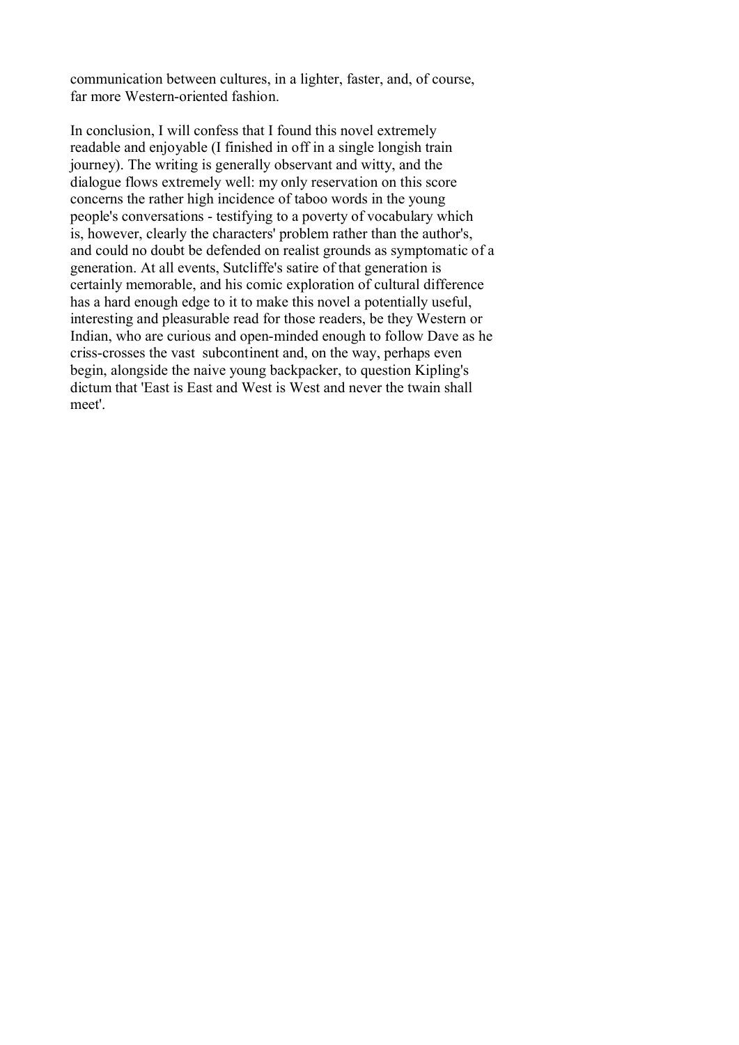communication between cultures, in a lighter, faster, and, of course, far more Western-oriented fashion.

In conclusion, I will confess that I found this novel extremely readable and enjoyable (I finished in off in a single longish train journey). The writing is generally observant and witty, and the dialogue flows extremely well: my only reservation on this score concerns the rather high incidence of taboo words in the young people's conversations - testifying to a poverty of vocabulary which is, however, clearly the characters' problem rather than the author's, and could no doubt be defended on realist grounds as symptomatic of a generation. At all events, Sutcliffe's satire of that generation is certainly memorable, and his comic exploration of cultural difference has a hard enough edge to it to make this novel a potentially useful, interesting and pleasurable read for those readers, be they Western or Indian, who are curious and open-minded enough to follow Dave as he criss-crosses the vast subcontinent and, on the way, perhaps even begin, alongside the naive young backpacker, to question Kipling's dictum that 'East is East and West is West and never the twain shall meet'.